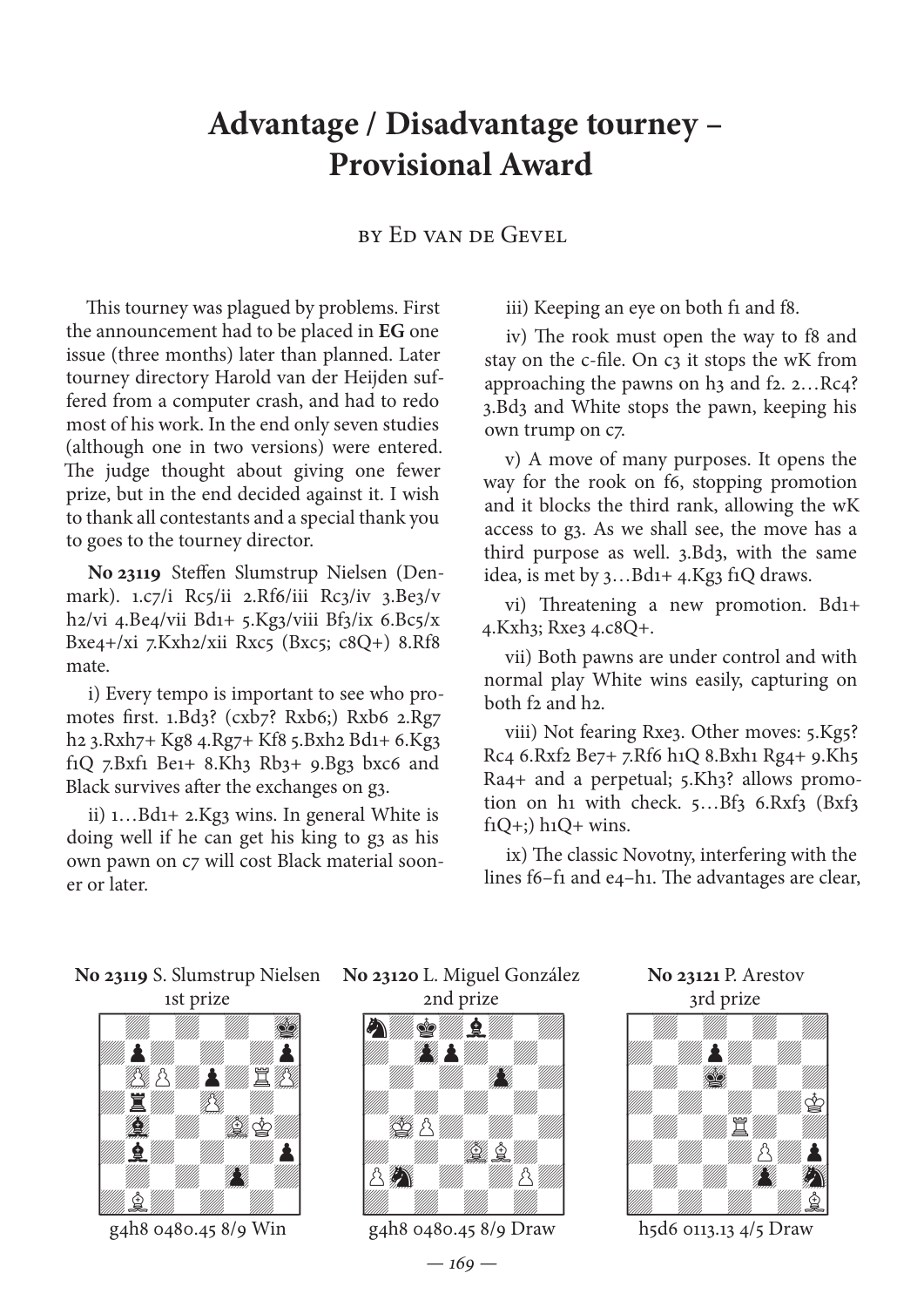# Advantage / Disadvantage tourney – Provisional Award

by Ed van de Gevel

This tourney was plagued by problems. First the announcement had to be placed in **EG** one issue (three months) later than planned. Later tourney directory Harold van der Heijden suffered from a computer crash, and had to redo most of his work. In the end only seven studies (although one in two versions) were entered. The judge thought about giving one fewer prize, but in the end decided against it. I wish to thank all contestants and a special thank you to goes to the tourney director.

**No 23119** Steffen Slumstrup Nielsen (Denmark). 1.c7/i Rc5/ii 2.Rf6/iii Rc3/iv 3.Be3/v h2/vi 4.Be4/vii Bd1+ 5.Kg3/viii Bf3/ix 6.Bc5/x Bxe4+/xi 7.Kxh2/xii Rxc5 (Bxc5; c8Q+) 8.Rf8 mate.

i) Every tempo is important to see who promotes first. 1.Bd3? (cxb7? Rxb6;) Rxb6 2.Rg7 h2 3.Rxh7+ Kg8 4.Rg7+ Kf8 5.Bxh2 Bd1+ 6.Kg3 f1Q 7.Bxf1 Be1+ 8.Kh3 Rb3+ 9.Bg3 bxc6 and Black survives after the exchanges on g3.

ii) 1…Bd1+ 2.Kg3 wins. In general White is doing well if he can get his king to g3 as his own pawn on c7 will cost Black material sooner or later.

iii) Keeping an eye on both f1 and f8.

iv) The rook must open the way to f8 and stay on the c-file. On c3 it stops the wK from approaching the pawns on h3 and f2. 2…Rc4? 3.Bd3 and White stops the pawn, keeping his own trump on c7.

v) A move of many purposes. It opens the way for the rook on f6, stopping promotion and it blocks the third rank, allowing the wK access to g3. As we shall see, the move has a third purpose as well. 3.Bd3, with the same idea, is met by 3…Bd1+ 4.Kg3 f1Q draws.

vi) Threatening a new promotion. Bd1+ 4.Kxh3; Rxe3 4.c8Q+.

vii) Both pawns are under control and with normal play White wins easily, capturing on both f2 and h2.

viii) Not fearing Rxe3. Other moves: 5.Kg5? Rc4 6.Rxf2 Be7+ 7.Rf6 h1Q 8.Bxh1 Rg4+ 9.Kh5 Ra4+ and a perpetual; 5.Kh3? allows promotion on h1 with check. 5…Bf3 6.Rxf3 (Bxf3 f1Q+;) h1Q+ wins.

ix) The classic Novotny, interfering with the lines f6–f1 and e4–h1. The advantages are clear,

**No 23119** S. Slumstrup Nielsen
1st prize

g4h8 0480.45 8/9 Win

**No 23120** L. Miguel González
2nd prize

g4h8 0480.45 8/9 Draw

**No 23121** P. Arestov
3rd prize

h5d6 0113.13 4/5 Draw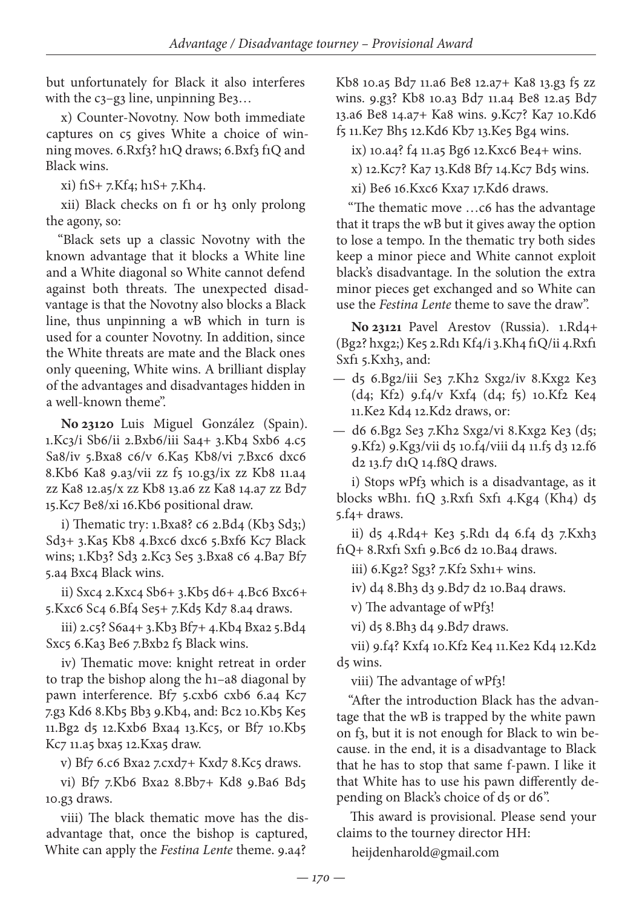but unfortunately for Black it also interferes with the c3–g3 line, unpinning Be3…

x) Counter-Novotny. Now both immediate captures on c5 gives White a choice of winning moves. 6.Rxf3? h1Q draws; 6.Bxf3 f1Q and Black wins.

xi) f1S+ 7.Kf4; h1S+ 7.Kh4.

xii) Black checks on f1 or h3 only prolong the agony, so:

"Black sets up a classic Novotny with the known advantage that it blocks a White line and a White diagonal so White cannot defend against both threats. The unexpected disadvantage is that the Novotny also blocks a Black line, thus unpinning a wB which in turn is used for a counter Novotny. In addition, since the White threats are mate and the Black ones only queening, White wins. A brilliant display of the advantages and disadvantages hidden in a well-known theme".

**No 23120** Luis Miguel González (Spain). 1.Kc3/i Sb6/ii 2.Bxb6/iii Sa4+ 3.Kb4 Sxb6 4.c5 Sa8/iv 5.Bxa8 c6/v 6.Ka5 Kb8/vi 7.Bxc6 dxc6 8.Kb6 Ka8 9.a3/vii zz f5 10.g3/ix zz Kb8 11.a4 zz Ka8 12.a5/x zz Kb8 13.a6 zz Ka8 14.a7 zz Bd7 15.Kc7 Be8/xi 16.Kb6 positional draw.

i) Thematic try: 1.Bxa8? c6 2.Bd4 (Kb3 Sd3;) Sd3+ 3.Ka5 Kb8 4.Bxc6 dxc6 5.Bxf6 Kc7 Black wins; 1.Kb3? Sd3 2.Kc3 Se5 3.Bxa8 c6 4.Ba7 Bf7 5.a4 Bxc4 Black wins.

ii) Sxc4 2.Kxc4 Sb6+ 3.Kb5 d6+ 4.Bc6 Bxc6+ 5.Kxc6 Sc4 6.Bf4 Se5+ 7.Kd5 Kd7 8.a4 draws.

iii) 2.c5? S6a4+ 3.Kb3 Bf7+ 4.Kb4 Bxa2 5.Bd4 Sxc5 6.Ka3 Be6 7.Bxb2 f5 Black wins.

iv) Thematic move: knight retreat in order to trap the bishop along the h1–a8 diagonal by pawn interference. Bf7 5.cxb6 cxb6 6.a4 Kc7 7.g3 Kd6 8.Kb5 Bb3 9.Kb4, and: Bc2 10.Kb5 Ke5 11.Bg2 d5 12.Kxb6 Bxa4 13.Kc5, or Bf7 10.Kb5 Kc7 11.a5 bxa5 12.Kxa5 draw.

v) Bf7 6.c6 Bxa2 7.cxd7+ Kxd7 8.Kc5 draws.

vi) Bf7 7.Kb6 Bxa2 8.Bb7+ Kd8 9.Ba6 Bd5 10.g3 draws.

viii) The black thematic move has the disadvantage that, once the bishop is captured, White can apply the *Festina Lente* theme. 9.a4? Kb8 10.a5 Bd7 11.a6 Be8 12.a7+ Ka8 13.g3 f5 zz wins. 9.g3? Kb8 10.a3 Bd7 11.a4 Be8 12.a5 Bd7 13.a6 Be8 14.a7+ Ka8 wins. 9.Kc7? Ka7 10.Kd6 f5 11.Ke7 Bh5 12.Kd6 Kb7 13.Ke5 Bg4 wins.

ix) 10.a4? f4 11.a5 Bg6 12.Kxc6 Be4+ wins.

x) 12.Kc7? Ka7 13.Kd8 Bf7 14.Kc7 Bd5 wins.

xi) Be6 16.Kxc6 Kxa7 17.Kd6 draws.

"The thematic move …c6 has the advantage that it traps the wB but it gives away the option to lose a tempo. In the thematic try both sides keep a minor piece and White cannot exploit black's disadvantage. In the solution the extra minor pieces get exchanged and so White can use the *Festina Lente* theme to save the draw".

**No 23121** Pavel Arestov (Russia). 1.Rd4+ (Bg2? hxg2;) Ke5 2.Rd1 Kf4/i 3.Kh4 f1Q/ii 4.Rxf1 Sxf1 5.Kxh3, and:

— d5 6.Bg2/iii Se3 7.Kh2 Sxg2/iv 8.Kxg2 Ke3 (d4; Kf2) 9.f4/v Kxf4 (d4; f5) 10.Kf2 Ke4 11.Ke2 Kd4 12.Kd2 draws, or:

— d6 6.Bg2 Se3 7.Kh2 Sxg2/vi 8.Kxg2 Ke3 (d5; 9.Kf2) 9.Kg3/vii d5 10.f4/viii d4 11.f5 d3 12.f6 d2 13.f7 d1Q 14.f8Q draws.

i) Stops wPf3 which is a disadvantage, as it blocks wBh1. f1Q 3.Rxf1 Sxf1 4.Kg4 (Kh4) d5 5.f4+ draws.

ii) d5 4.Rd4+ Ke3 5.Rd1 d4 6.f4 d3 7.Kxh3 f1Q+ 8.Rxf1 Sxf1 9.Bc6 d2 10.Ba4 draws.

iii) 6.Kg2? Sg3? 7.Kf2 Sxh1+ wins.

iv) d4 8.Bh3 d3 9.Bd7 d2 10.Ba4 draws.

v) The advantage of wPf3!

vi) d5 8.Bh3 d4 9.Bd7 draws.

vii) 9.f4? Kxf4 10.Kf2 Ke4 11.Ke2 Kd4 12.Kd2 d5 wins.

viii) The advantage of wPf3!

"After the introduction Black has the advantage that the wB is trapped by the white pawn on f3, but it is not enough for Black to win because. in the end, it is a disadvantage to Black that he has to stop that same f-pawn. I like it that White has to use his pawn differently depending on Black's choice of d5 or d6".

This award is provisional. Please send your claims to the tourney director HH:

heijdenharold@gmail.com